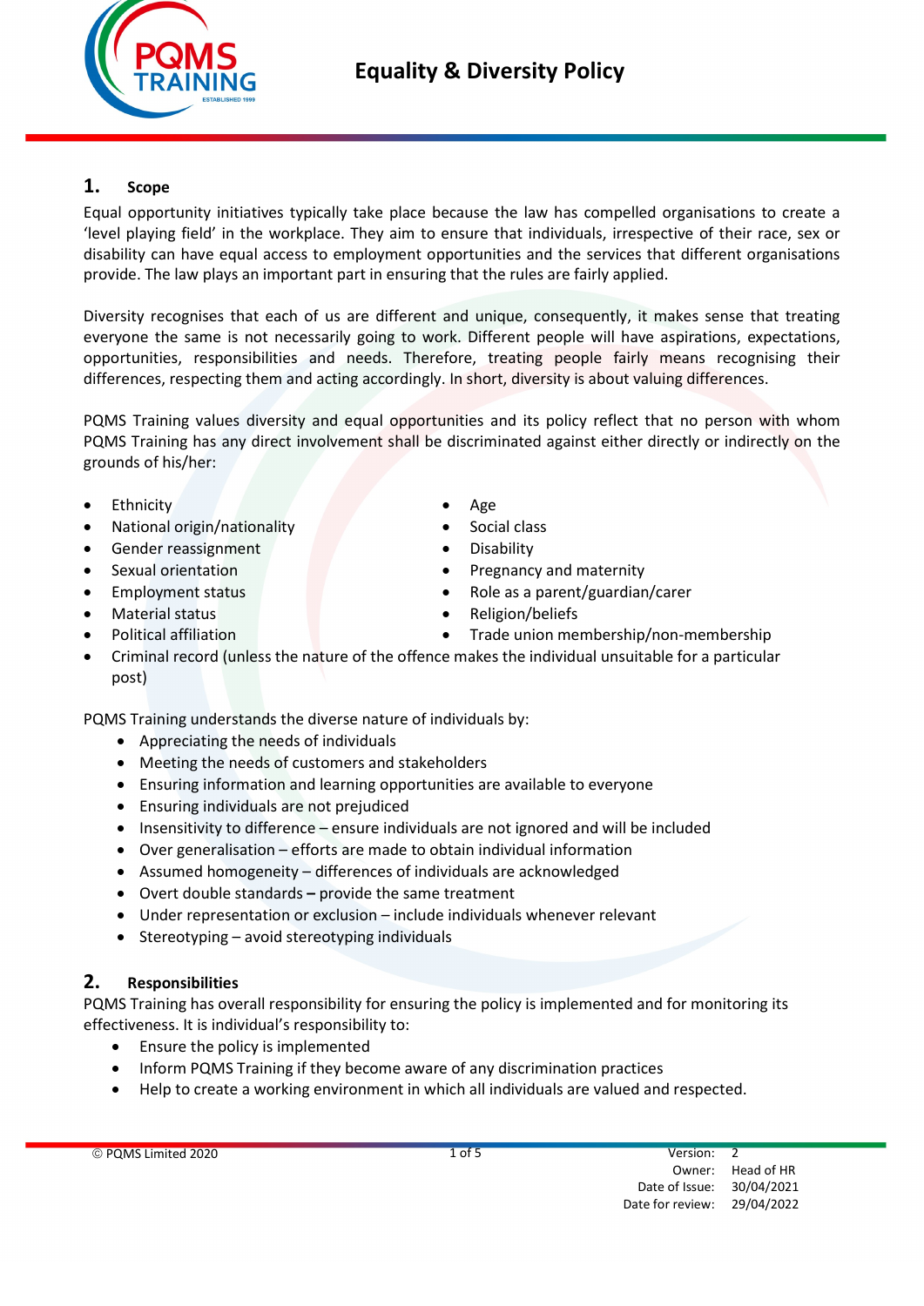# Equality & Diversity Policy

## 1. Scope

Equal opportunity initiatives typically take place because the law has compelled organisations to create a 'level playing field' in the workplace. They aim to ensure that individuals, irrespective of their race, sex or disability can have equal access to employment opportunities and the services that different organisations provide. The law plays an important part in ensuring that the rules are fairly applied.

Diversity recognises that each of us are different and unique, consequently, it makes sense that treating everyone the same is not necessarily going to work. Different people will have aspirations, expectations, opportunities, responsibilities and needs. Therefore, treating people fairly means recognising their differences, respecting them and acting accordingly. In short, diversity is about valuing differences.

PQMS Training values diversity and equal opportunities and its policy reflect that no person with whom PQMS Training has any direct involvement shall be discriminated against either directly or indirectly on the grounds of his/her:

- Ethnicity
- National origin/nationality
- Gender reassignment
- Sexual orientation
- Employment status
- Material status
- Political affiliation
- Age
- Social class
- Disability
- Pregnancy and maternity
- Role as a parent/guardian/carer
- Religion/beliefs
- Trade union membership/non-membership
- Criminal record (unless the nature of the offence makes the individual unsuitable for a particular post)

PQMS Training understands the diverse nature of individuals by:

- Appreciating the needs of individuals
- Meeting the needs of customers and stakeholders
- Ensuring information and learning opportunities are available to everyone
- Ensuring individuals are not prejudiced
- Insensitivity to difference – ensure individuals are not ignored and will be included
- Over generalisation – efforts are made to obtain individual information
- Assumed homogeneity – differences of individuals are acknowledged
- Overt double standards **–** provide the same treatment
- Under representation or exclusion – include individuals whenever relevant
- Stereotyping – avoid stereotyping individuals

## 2. Responsibilities

PQMS Training has overall responsibility for ensuring the policy is implemented and for monitoring its effectiveness. It is individual's responsibility to:

- Ensure the policy is implemented
- Inform PQMS Training if they become aware of any discrimination practices
- Help to create a working environment in which all individuals are valued and respected.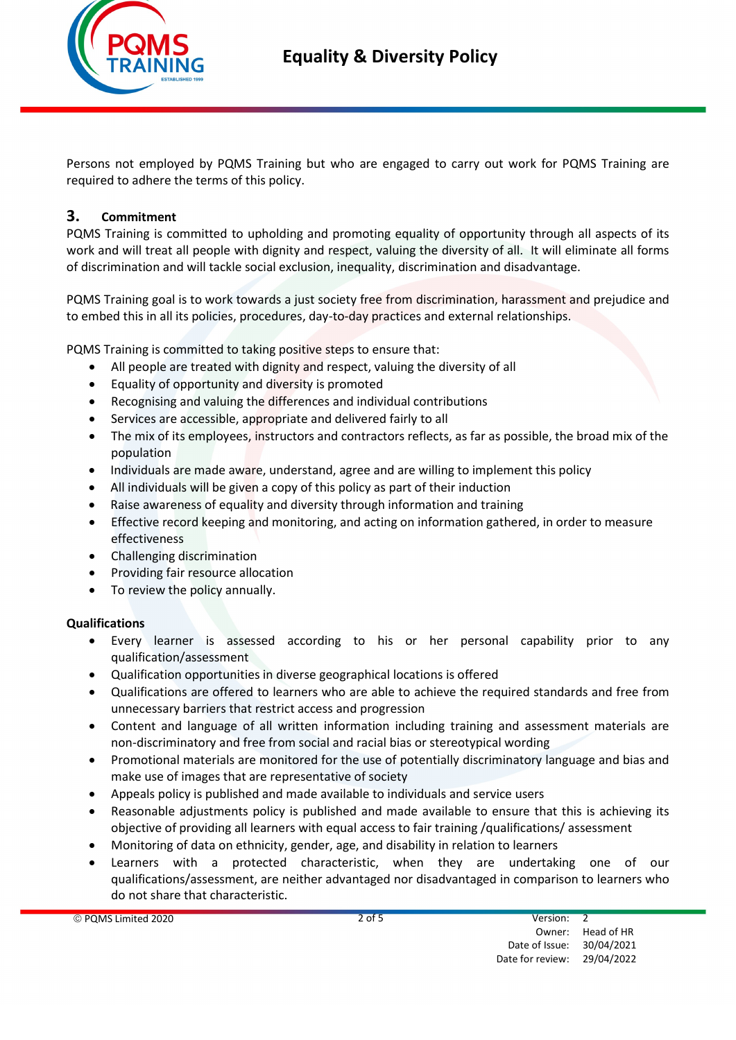Persons not employed by PQMS Training but who are engaged to carry out work for PQMS Training are required to adhere the terms of this policy.

## 3. Commitment

PQMS Training is committed to upholding and promoting equality of opportunity through all aspects of its work and will treat all people with dignity and respect, valuing the diversity of all. It will eliminate all forms of discrimination and will tackle social exclusion, inequality, discrimination and disadvantage.

PQMS Training goal is to work towards a just society free from discrimination, harassment and prejudice and to embed this in all its policies, procedures, day-to-day practices and external relationships.

PQMS Training is committed to taking positive steps to ensure that:

- All people are treated with dignity and respect, valuing the diversity of all
- Equality of opportunity and diversity is promoted
- Recognising and valuing the differences and individual contributions
- Services are accessible, appropriate and delivered fairly to all
- The mix of its employees, instructors and contractors reflects, as far as possible, the broad mix of the population
- Individuals are made aware, understand, agree and are willing to implement this policy
- All individuals will be given a copy of this policy as part of their induction
- Raise awareness of equality and diversity through information and training
- Effective record keeping and monitoring, and acting on information gathered, in order to measure effectiveness
- Challenging discrimination
- Providing fair resource allocation
- To review the policy annually.

**Qualifications**

- Every learner is assessed according to his or her personal capability prior to any qualification/assessment
- Qualification opportunities in diverse geographical locations is offered
- Qualifications are offered to learners who are able to achieve the required standards and free from unnecessary barriers that restrict access and progression
- Content and language of all written information including training and assessment materials are non-discriminatory and free from social and racial bias or stereotypical wording
- Promotional materials are monitored for the use of potentially discriminatory language and bias and make use of images that are representative of society
- Appeals policy is published and made available to individuals and service users
- Reasonable adjustments policy is published and made available to ensure that this is achieving its objective of providing all learners with equal access to fair training /qualifications/ assessment
- Monitoring of data on ethnicity, gender, age, and disability in relation to learners
- Learners with a protected characteristic, when they are undertaking one of our qualifications/assessment, are neither advantaged nor disadvantaged in comparison to learners who do not share that characteristic.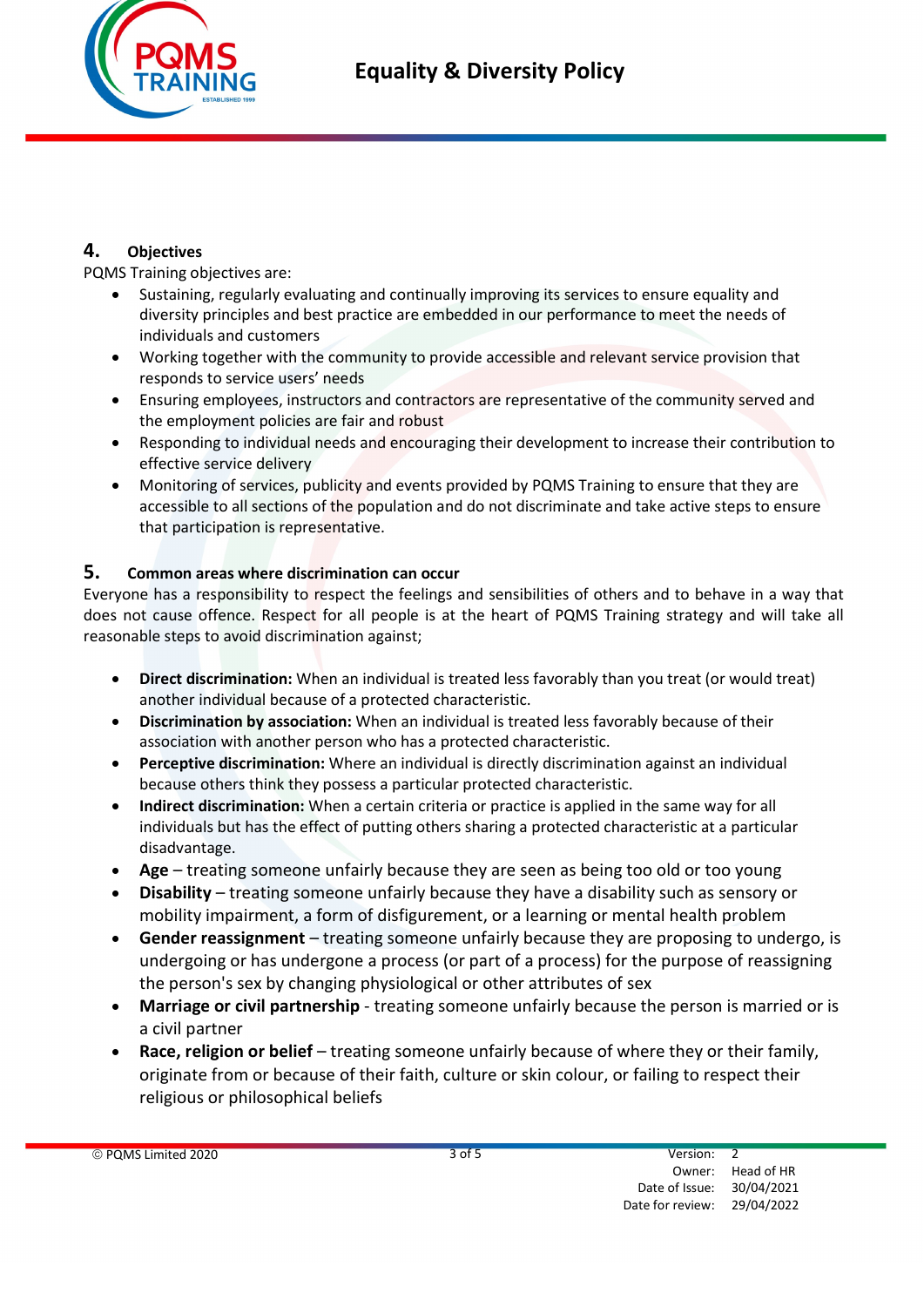## 4. Objectives

PQMS Training objectives are:

- Sustaining, regularly evaluating and continually improving its services to ensure equality and diversity principles and best practice are embedded in our performance to meet the needs of individuals and customers
- Working together with the community to provide accessible and relevant service provision that responds to service users' needs
- Ensuring employees, instructors and contractors are representative of the community served and the employment policies are fair and robust
- Responding to individual needs and encouraging their development to increase their contribution to effective service delivery
- Monitoring of services, publicity and events provided by PQMS Training to ensure that they are accessible to all sections of the population and do not discriminate and take active steps to ensure that participation is representative.

## 5. Common areas where discrimination can occur

Everyone has a responsibility to respect the feelings and sensibilities of others and to behave in a way that does not cause offence. Respect for all people is at the heart of PQMS Training strategy and will take all reasonable steps to avoid discrimination against;

- **Direct discrimination:** When an individual is treated less favorably than you treat (or would treat) another individual because of a protected characteristic.
- **Discrimination by association:** When an individual is treated less favorably because of their association with another person who has a protected characteristic.
- **Perceptive discrimination:** Where an individual is directly discrimination against an individual because others think they possess a particular protected characteristic.
- **Indirect discrimination:** When a certain criteria or practice is applied in the same way for all individuals but has the effect of putting others sharing a protected characteristic at a particular disadvantage.
- **Age** – treating someone unfairly because they are seen as being too old or too young
- **Disability** – treating someone unfairly because they have a disability such as sensory or mobility impairment, a form of disfigurement, or a learning or mental health problem
- **Gender reassignment** – treating someone unfairly because they are proposing to undergo, is undergoing or has undergone a process (or part of a process) for the purpose of reassigning the person's sex by changing physiological or other attributes of sex
- **Marriage or civil partnership** - treating someone unfairly because the person is married or is a civil partner
- **Race, religion or belief** – treating someone unfairly because of where they or their family, originate from or because of their faith, culture or skin colour, or failing to respect their religious or philosophical beliefs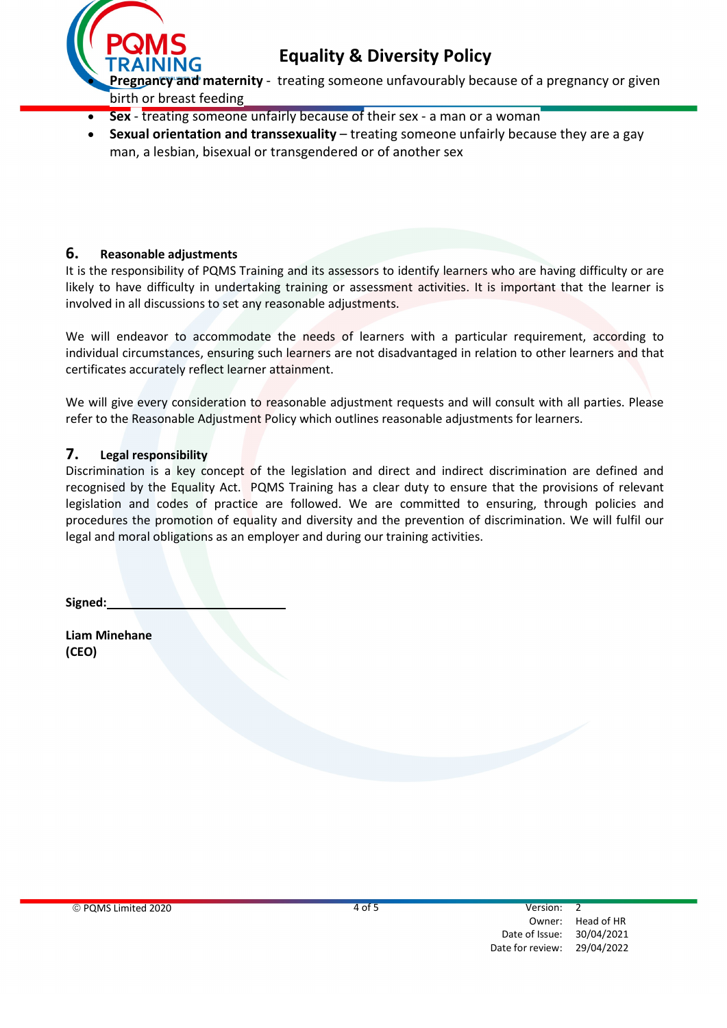- **Pregnancy and maternity** - treating someone unfavourably because of a pregnancy or given birth or breast feeding
- **Sex** - treating someone unfairly because of their sex - a man or a woman
- **Sexual orientation and transsexuality** – treating someone unfairly because they are a gay man, a lesbian, bisexual or transgendered or of another sex

## 6. Reasonable adjustments

It is the responsibility of PQMS Training and its assessors to identify learners who are having difficulty or are likely to have difficulty in undertaking training or assessment activities. It is important that the learner is involved in all discussions to set any reasonable adjustments.

We will endeavor to accommodate the needs of learners with a particular requirement, according to individual circumstances, ensuring such learners are not disadvantaged in relation to other learners and that certificates accurately reflect learner attainment.

We will give every consideration to reasonable adjustment requests and will consult with all parties. Please refer to the Reasonable Adjustment Policy which outlines reasonable adjustments for learners.

## 7. Legal responsibility

Discrimination is a key concept of the legislation and direct and indirect discrimination are defined and recognised by the Equality Act. PQMS Training has a clear duty to ensure that the provisions of relevant legislation and codes of practice are followed. We are committed to ensuring, through policies and procedures the promotion of equality and diversity and the prevention of discrimination. We will fulfil our legal and moral obligations as an employer and during our training activities.

**Signed:**\_\_\_\_\_\_\_\_\_\_\_\_\_\_\_\_\_\_\_\_\_\_\_\_\_\_

**Liam Minehane**
**(CEO)**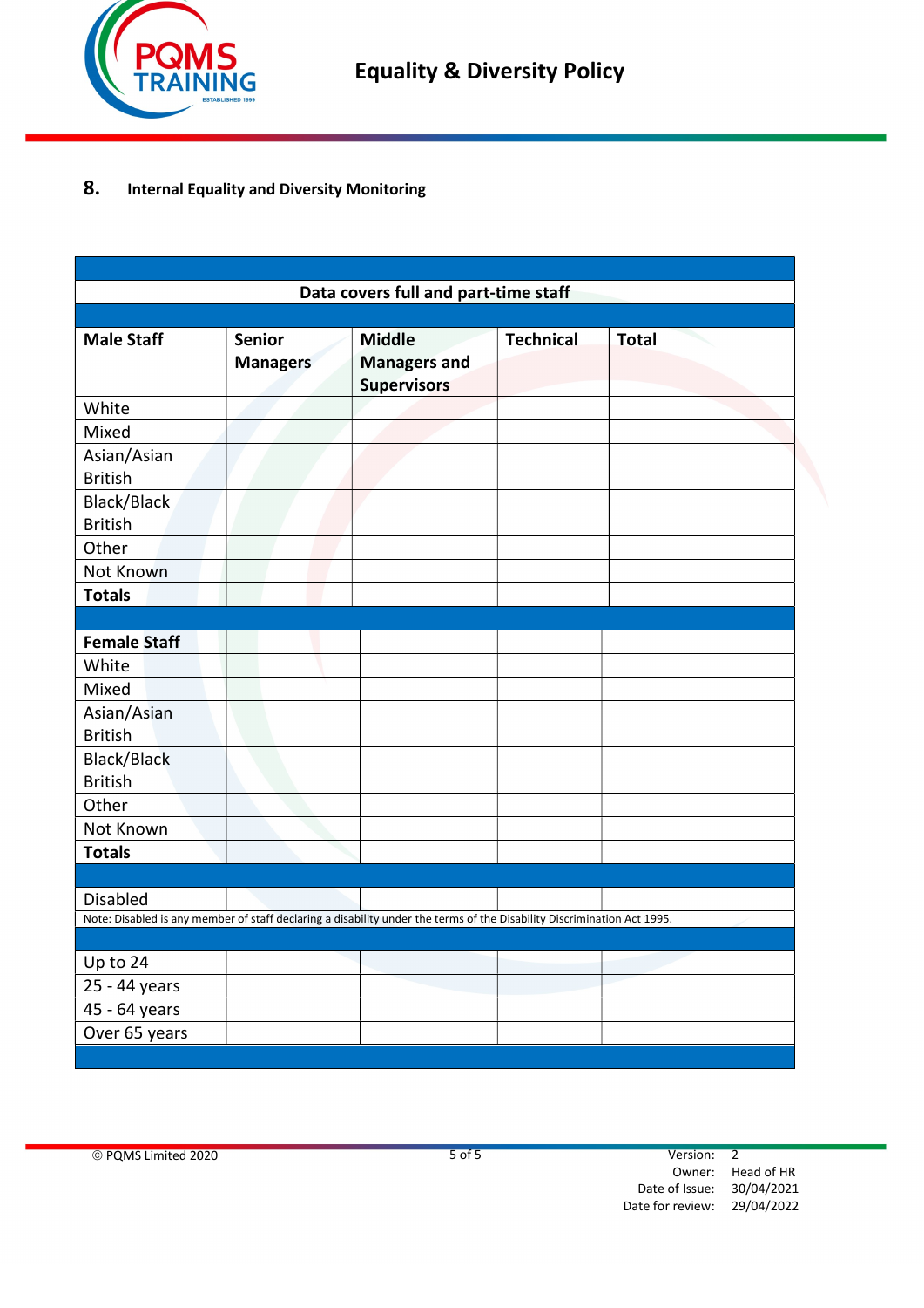## 8. Internal Equality and Diversity Monitoring

| | | | | |
|---|---|---|---|---|
| **Data covers full and part-time staff** | | | | |
| | | | | |
| **Male Staff** | **Senior Managers** | **Middle Managers and Supervisors** | **Technical** | **Total** |
| White | | | | |
| Mixed | | | | |
| Asian/Asian British | | | | |
| Black/Black British | | | | |
| Other | | | | |
| Not Known | | | | |
| **Totals** | | | | |
| | | | | |
| **Female Staff** | | | | |
| White | | | | |
| Mixed | | | | |
| Asian/Asian British | | | | |
| Black/Black British | | | | |
| Other | | | | |
| Not Known | | | | |
| **Totals** | | | | |
| | | | | |
| Disabled | | | | |
| Note: Disabled is any member of staff declaring a disability under the terms of the Disability Discrimination Act 1995. | | | | |
| | | | | |
| Up to 24 | | | | |
| 25 - 44 years | | | | |
| 45 - 64 years | | | | |
| Over 65 years | | | | |

© PQMS Limited 2020

Version: 2
Owner: Head of HR
Date of Issue: 30/04/2021
Date for review: 29/04/2022